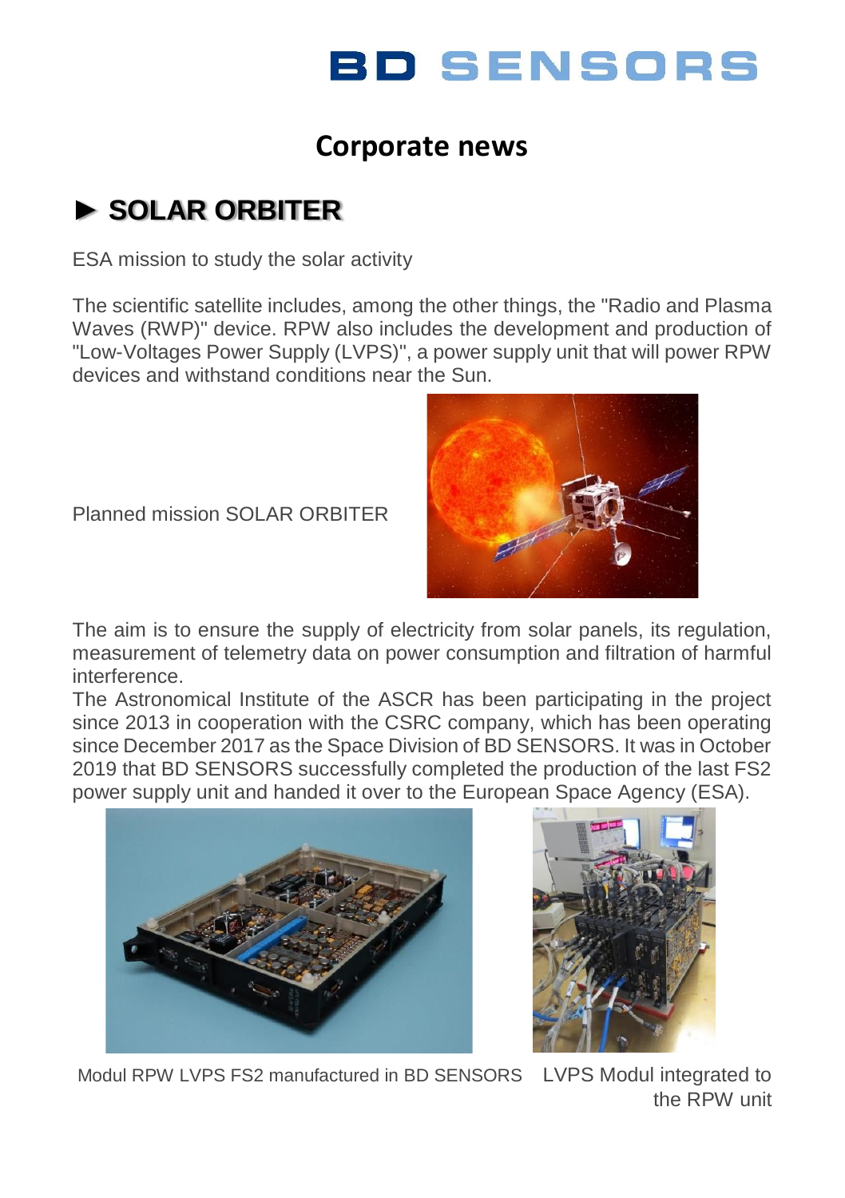# BD SENSORS

## Corporate news

## ► SOLAR ORBITER

ESA mission to study the solar activity

The scientific satellite includes, among the other things, the "Radio and Plasma Waves (RWP)" device. RPW also includes the development and production of "Low-Voltages Power Supply (LVPS)", a power supply unit that will power RPW devices and withstand conditions near the Sun.

Planned mission SOLAR ORBITER

The aim is to ensure the supply of electricity from solar panels, its regulation, measurement of telemetry data on power consumption and filtration of harmful interference.

The Astronomical Institute of the ASCR has been participating in the project since 2013 in cooperation with the CSRC company, which has been operating since December 2017 as the Space Division of BD SENSORS. It was in October 2019 that BD SENSORS successfully completed the production of the last FS2 power supply unit and handed it over to the European Space Agency (ESA).

Modul RPW LVPS FS2 manufactured in BD SENSORS

LVPS Modul integrated to the RPW unit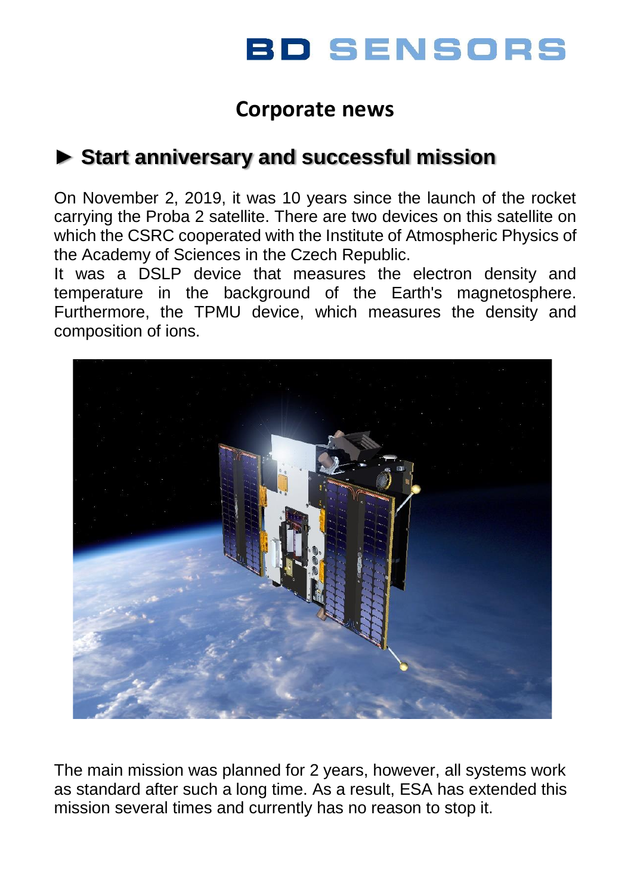# BD SENSORS

## Corporate news

### ► Start anniversary and successful mission

On November 2, 2019, it was 10 years since the launch of the rocket carrying the Proba 2 satellite. There are two devices on this satellite on which the CSRC cooperated with the Institute of Atmospheric Physics of the Academy of Sciences in the Czech Republic.
It was a DSLP device that measures the electron density and temperature in the background of the Earth's magnetosphere. Furthermore, the TPMU device, which measures the density and composition of ions.

The main mission was planned for 2 years, however, all systems work as standard after such a long time. As a result, ESA has extended this mission several times and currently has no reason to stop it.